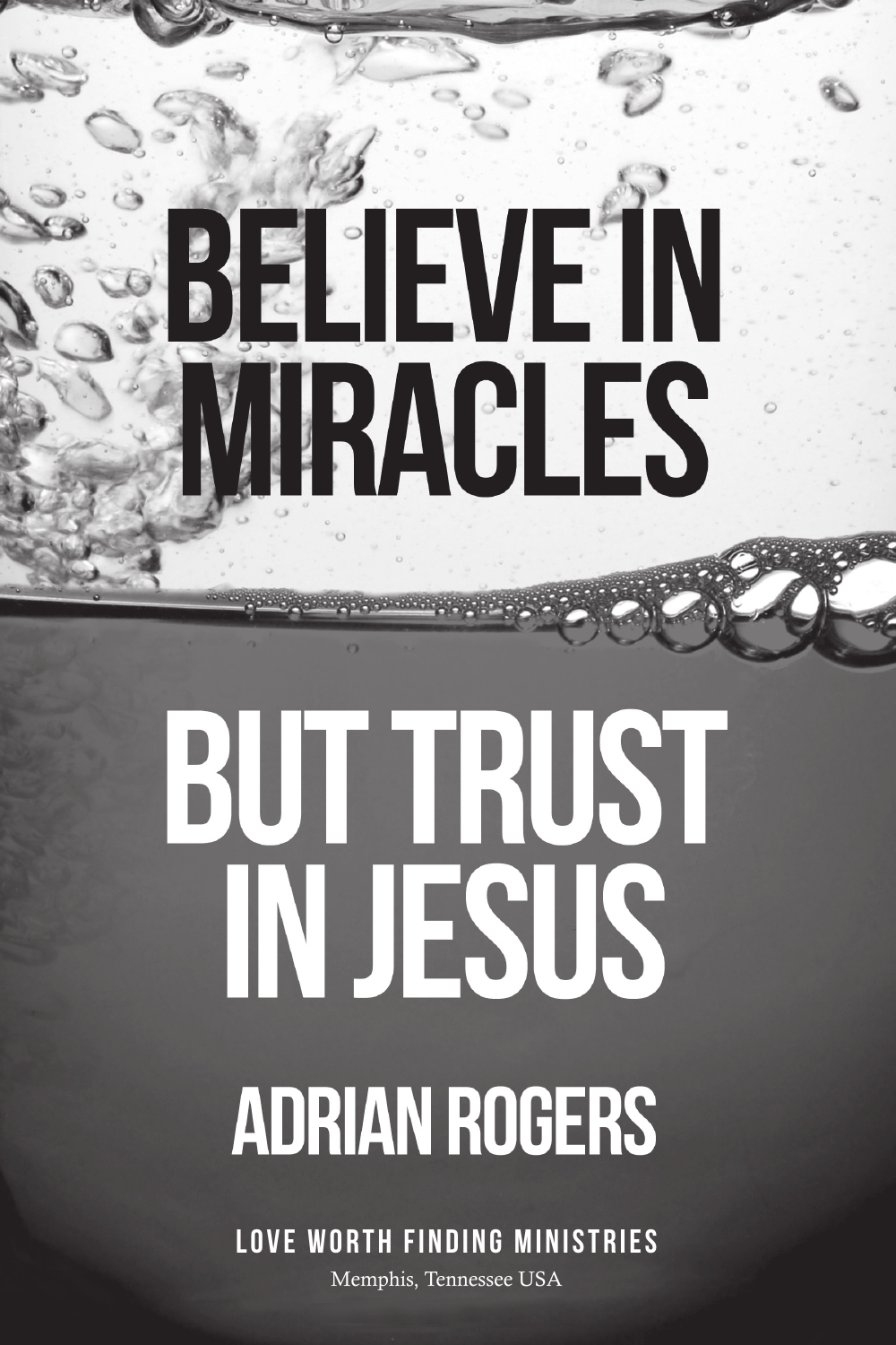# BELIEVE IN MIRACLES

# BUT TRUST IN JESUS

## ADRIAN ROGERS

LOVE WORTH FINDING MINISTRIES

Memphis, Tennessee USA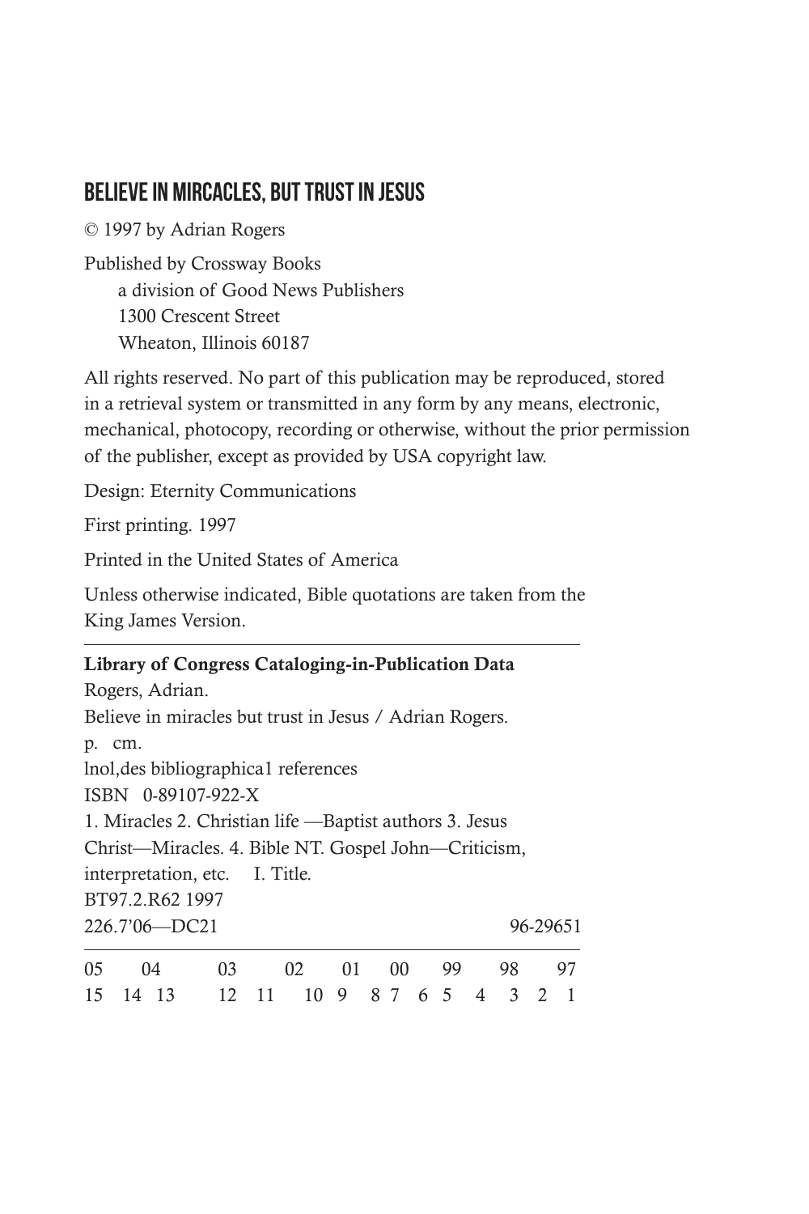## BELIEVE IN MIRCACLES, BUT TRUST IN JESUS

© 1997 by Adrian Rogers

Published by Crossway Books
a division of Good News Publishers
1300 Crescent Street
Wheaton, Illinois 60187

All rights reserved. No part of this publication may be reproduced, stored in a retrieval system or transmitted in any form by any means, electronic, mechanical, photocopy, recording or otherwise, without the prior permission of the publisher, except as provided by USA copyright law.

Design: Eternity Communications

First printing. 1997

Printed in the United States of America

Unless otherwise indicated, Bible quotations are taken from the King James Version.

---

**Library of Congress Cataloging-in-Publication Data**

Rogers, Adrian.
Believe in miracles but trust in Jesus / Adrian Rogers.
p. cm.
lnol,des bibliographica1 references
ISBN 0-89107-922-X
1. Miracles 2. Christian life —Baptist authors 3. Jesus Christ—Miracles. 4. Bible NT. Gospel John—Criticism, interpretation, etc. I. Title.
BT97.2.R62 1997
226.7'06—DC21 96-29651

---

05 04 03 02 01 00 99 98 97
15 14 13 12 11 10 9 8 7 6 5 4 3 2 1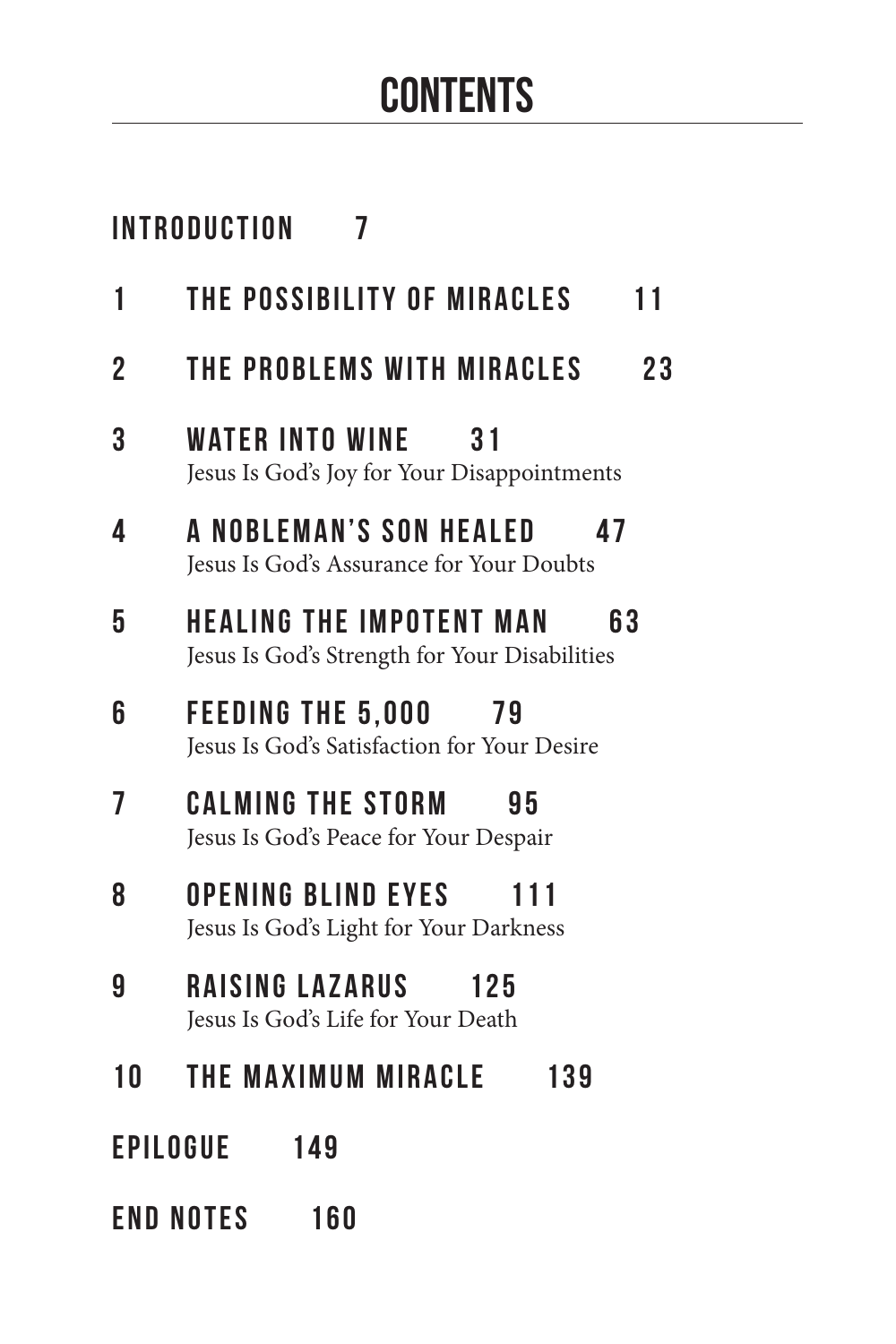# CONTENTS

**INTRODUCTION** 7

**1 THE POSSIBILITY OF MIRACLES** 11

**2 THE PROBLEMS WITH MIRACLES** 23

**3 WATER INTO WINE** 31
Jesus Is God's Joy for Your Disappointments

**4 A NOBLEMAN'S SON HEALED** 47
Jesus Is God's Assurance for Your Doubts

**5 HEALING THE IMPOTENT MAN** 63
Jesus Is God's Strength for Your Disabilities

**6 FEEDING THE 5,000** 79
Jesus Is God's Satisfaction for Your Desire

**7 CALMING THE STORM** 95
Jesus Is God's Peace for Your Despair

**8 OPENING BLIND EYES** 111
Jesus Is God's Light for Your Darkness

**9 RAISING LAZARUS** 125
Jesus Is God's Life for Your Death

**10 THE MAXIMUM MIRACLE** 139

**EPILOGUE** 149

**END NOTES** 160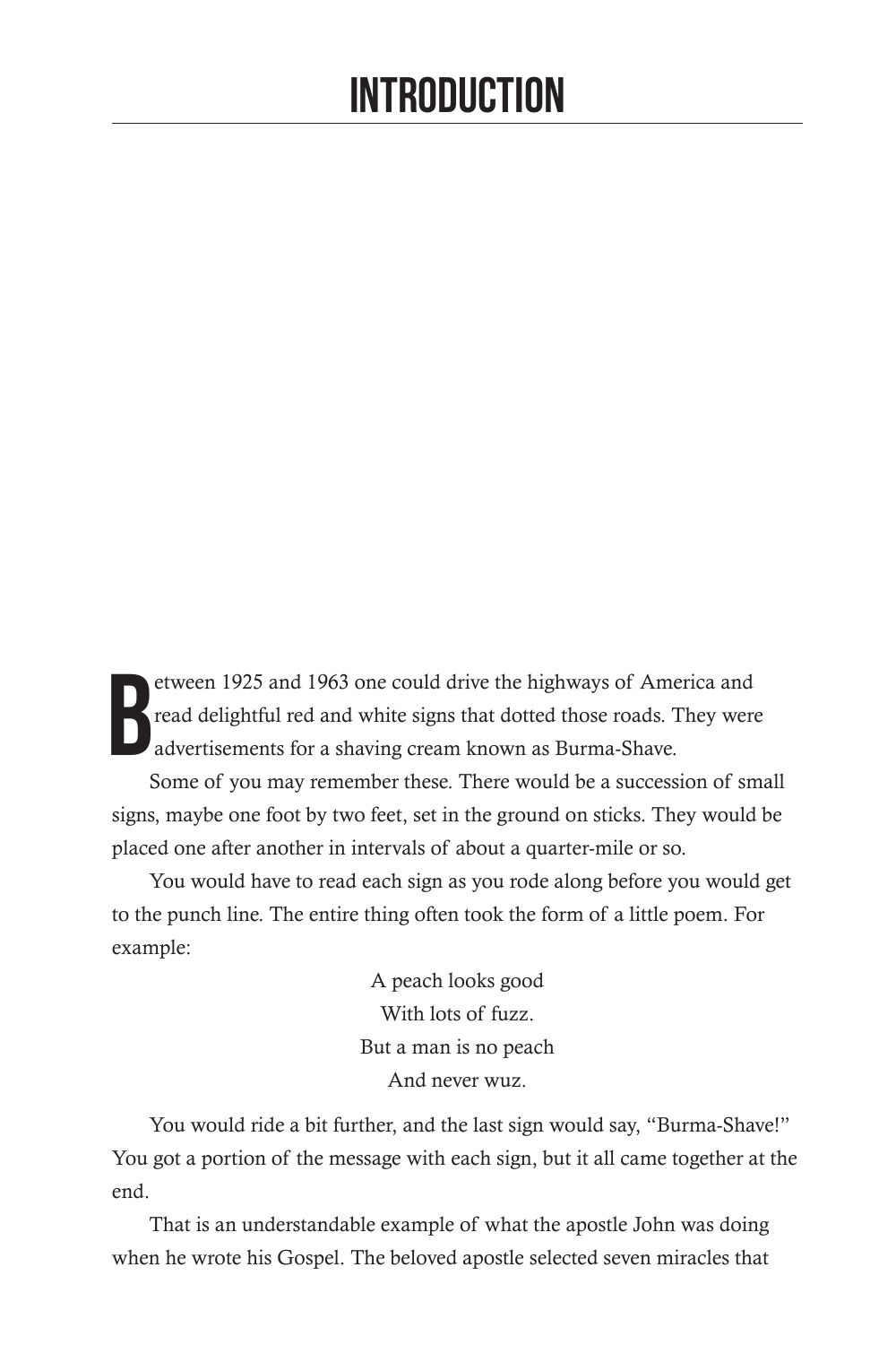# INTRODUCTION

Between 1925 and 1963 one could drive the highways of America and read delightful red and white signs that dotted those roads. They were advertisements for a shaving cream known as Burma-Shave.

Some of you may remember these. There would be a succession of small signs, maybe one foot by two feet, set in the ground on sticks. They would be placed one after another in intervals of about a quarter-mile or so.

You would have to read each sign as you rode along before you would get to the punch line. The entire thing often took the form of a little poem. For example:

A peach looks good
With lots of fuzz.
But a man is no peach
And never wuz.

You would ride a bit further, and the last sign would say, "Burma-Shave!" You got a portion of the message with each sign, but it all came together at the end.

That is an understandable example of what the apostle John was doing when he wrote his Gospel. The beloved apostle selected seven miracles that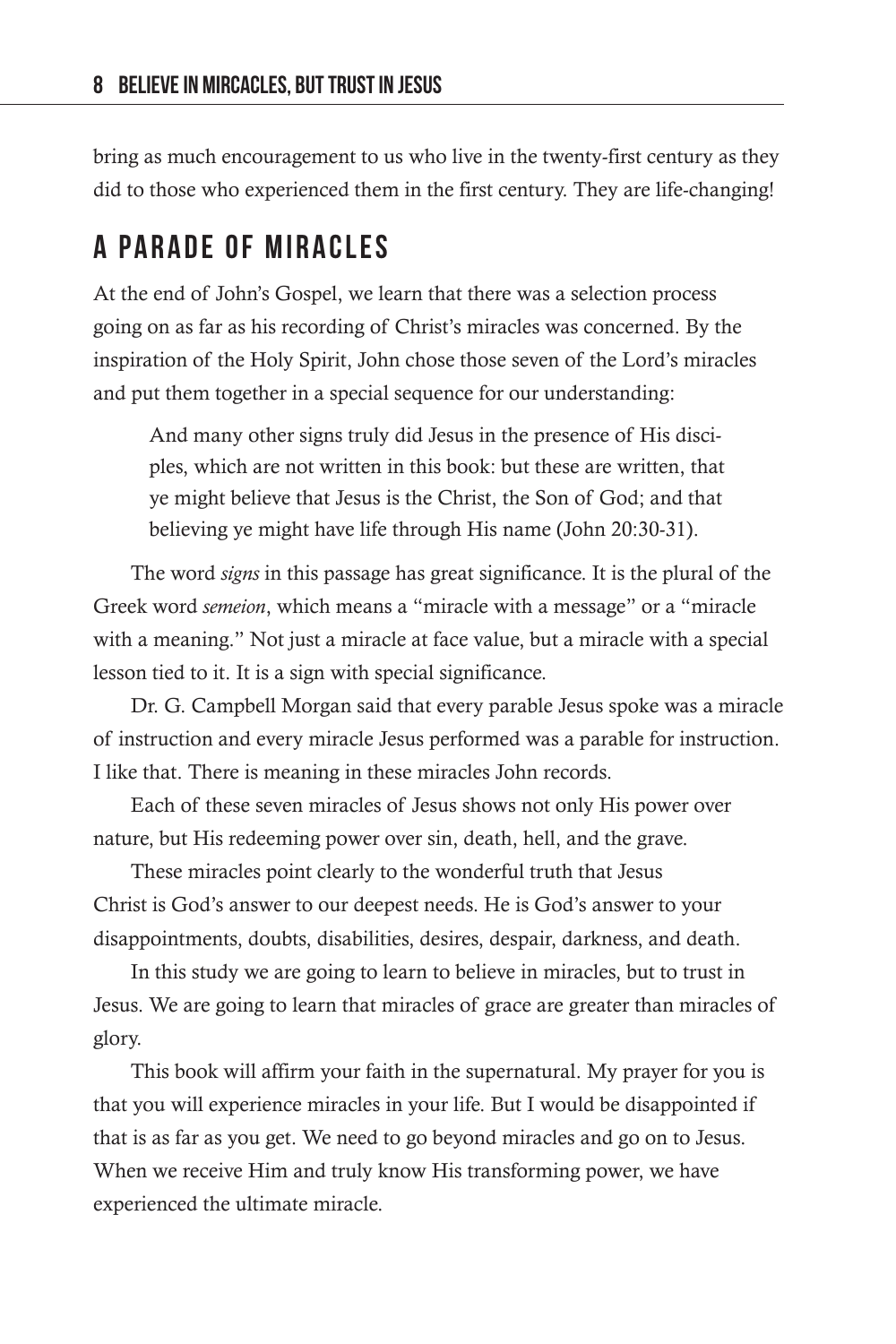bring as much encouragement to us who live in the twenty-first century as they did to those who experienced them in the first century. They are life-changing!

## A PARADE OF MIRACLES

At the end of John's Gospel, we learn that there was a selection process going on as far as his recording of Christ's miracles was concerned. By the inspiration of the Holy Spirit, John chose those seven of the Lord's miracles and put them together in a special sequence for our understanding:

> And many other signs truly did Jesus in the presence of His disciples, which are not written in this book: but these are written, that ye might believe that Jesus is the Christ, the Son of God; and that believing ye might have life through His name (John 20:30-31).

The word *signs* in this passage has great significance. It is the plural of the Greek word *semeion*, which means a "miracle with a message" or a "miracle with a meaning." Not just a miracle at face value, but a miracle with a special lesson tied to it. It is a sign with special significance.

Dr. G. Campbell Morgan said that every parable Jesus spoke was a miracle of instruction and every miracle Jesus performed was a parable for instruction. I like that. There is meaning in these miracles John records.

Each of these seven miracles of Jesus shows not only His power over nature, but His redeeming power over sin, death, hell, and the grave.

These miracles point clearly to the wonderful truth that Jesus Christ is God's answer to our deepest needs. He is God's answer to your disappointments, doubts, disabilities, desires, despair, darkness, and death.

In this study we are going to learn to believe in miracles, but to trust in Jesus. We are going to learn that miracles of grace are greater than miracles of glory.

This book will affirm your faith in the supernatural. My prayer for you is that you will experience miracles in your life. But I would be disappointed if that is as far as you get. We need to go beyond miracles and go on to Jesus. When we receive Him and truly know His transforming power, we have experienced the ultimate miracle.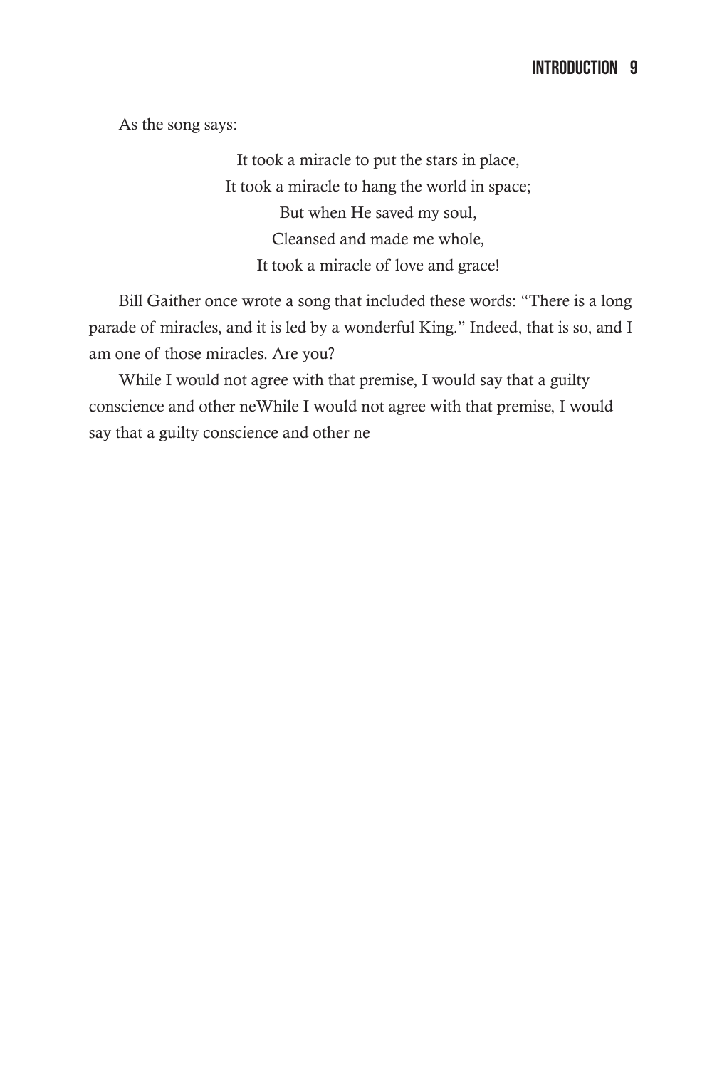As the song says:

It took a miracle to put the stars in place,  
It took a miracle to hang the world in space;  
But when He saved my soul,  
Cleansed and made me whole,  
It took a miracle of love and grace!

Bill Gaither once wrote a song that included these words: "There is a long parade of miracles, and it is led by a wonderful King." Indeed, that is so, and I am one of those miracles. Are you?

While I would not agree with that premise, I would say that a guilty conscience and other neWhile I would not agree with that premise, I would say that a guilty conscience and other ne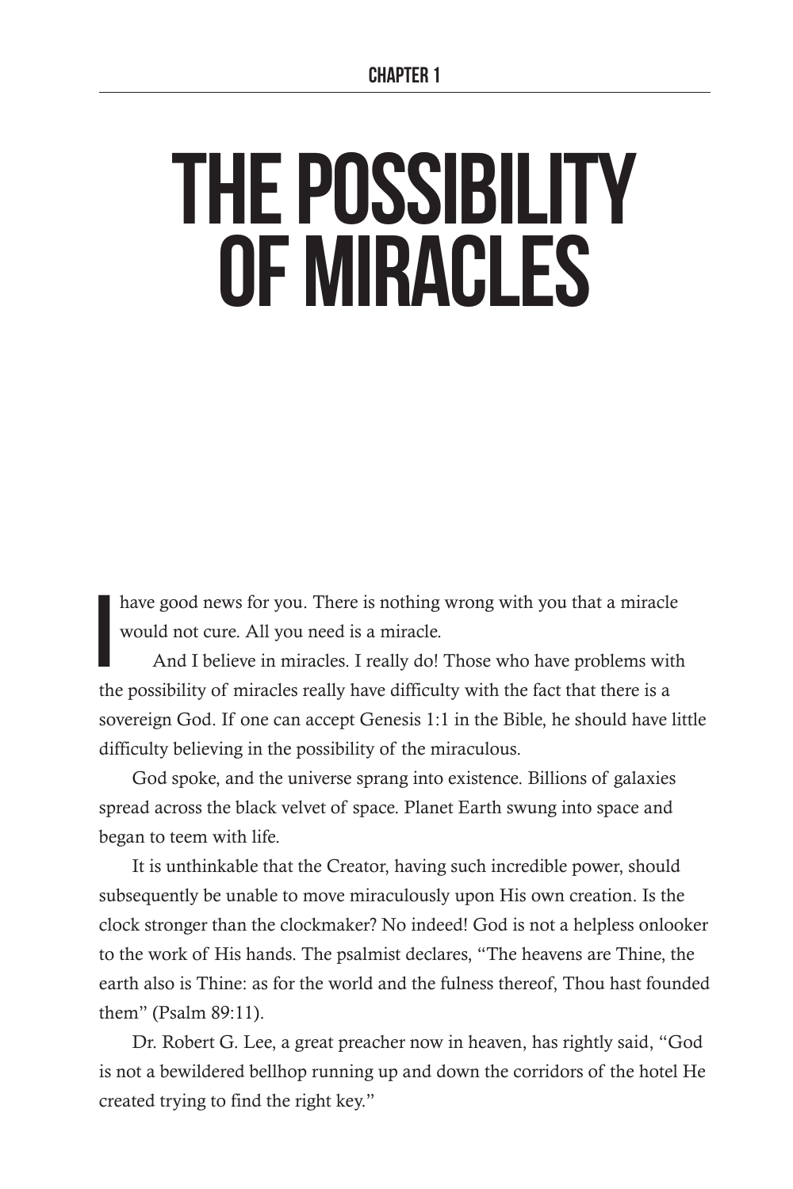CHAPTER 1

# THE POSSIBILITY OF MIRACLES

I have good news for you. There is nothing wrong with you that a miracle would not cure. All you need is a miracle.

And I believe in miracles. I really do! Those who have problems with the possibility of miracles really have difficulty with the fact that there is a sovereign God. If one can accept Genesis 1:1 in the Bible, he should have little difficulty believing in the possibility of the miraculous.

God spoke, and the universe sprang into existence. Billions of galaxies spread across the black velvet of space. Planet Earth swung into space and began to teem with life.

It is unthinkable that the Creator, having such incredible power, should subsequently be unable to move miraculously upon His own creation. Is the clock stronger than the clockmaker? No indeed! God is not a helpless onlooker to the work of His hands. The psalmist declares, "The heavens are Thine, the earth also is Thine: as for the world and the fulness thereof, Thou hast founded them" (Psalm 89:11).

Dr. Robert G. Lee, a great preacher now in heaven, has rightly said, "God is not a bewildered bellhop running up and down the corridors of the hotel He created trying to find the right key."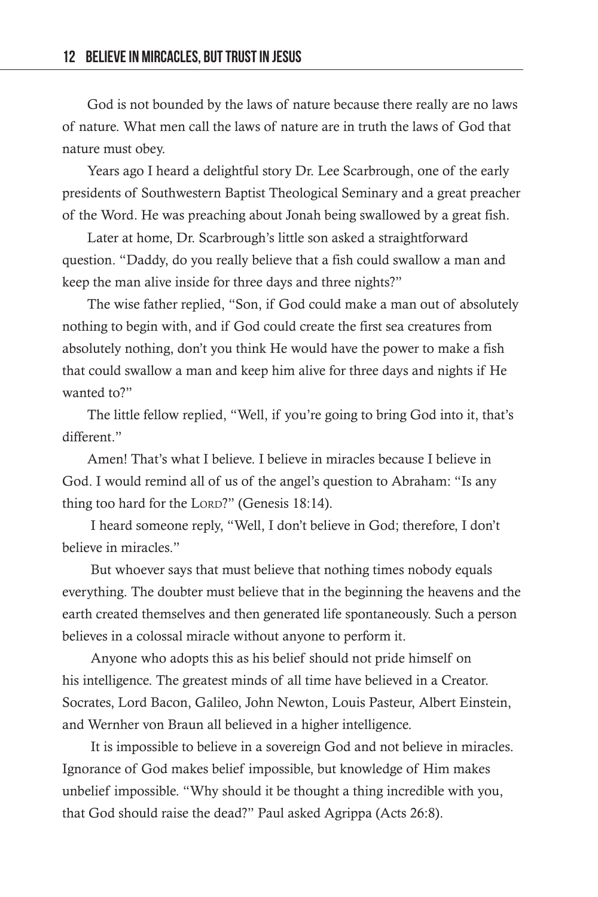God is not bounded by the laws of nature because there really are no laws of nature. What men call the laws of nature are in truth the laws of God that nature must obey.

Years ago I heard a delightful story Dr. Lee Scarbrough, one of the early presidents of Southwestern Baptist Theological Seminary and a great preacher of the Word. He was preaching about Jonah being swallowed by a great fish.

Later at home, Dr. Scarbrough's little son asked a straightforward question. "Daddy, do you really believe that a fish could swallow a man and keep the man alive inside for three days and three nights?"

The wise father replied, "Son, if God could make a man out of absolutely nothing to begin with, and if God could create the first sea creatures from absolutely nothing, don't you think He would have the power to make a fish that could swallow a man and keep him alive for three days and nights if He wanted to?"

The little fellow replied, "Well, if you're going to bring God into it, that's different."

Amen! That's what I believe. I believe in miracles because I believe in God. I would remind all of us of the angel's question to Abraham: "Is any thing too hard for the LORD?" (Genesis 18:14).

I heard someone reply, "Well, I don't believe in God; therefore, I don't believe in miracles."

But whoever says that must believe that nothing times nobody equals everything. The doubter must believe that in the beginning the heavens and the earth created themselves and then generated life spontaneously. Such a person believes in a colossal miracle without anyone to perform it.

Anyone who adopts this as his belief should not pride himself on his intelligence. The greatest minds of all time have believed in a Creator. Socrates, Lord Bacon, Galileo, John Newton, Louis Pasteur, Albert Einstein, and Wernher von Braun all believed in a higher intelligence.

It is impossible to believe in a sovereign God and not believe in miracles. Ignorance of God makes belief impossible, but knowledge of Him makes unbelief impossible. "Why should it be thought a thing incredible with you, that God should raise the dead?" Paul asked Agrippa (Acts 26:8).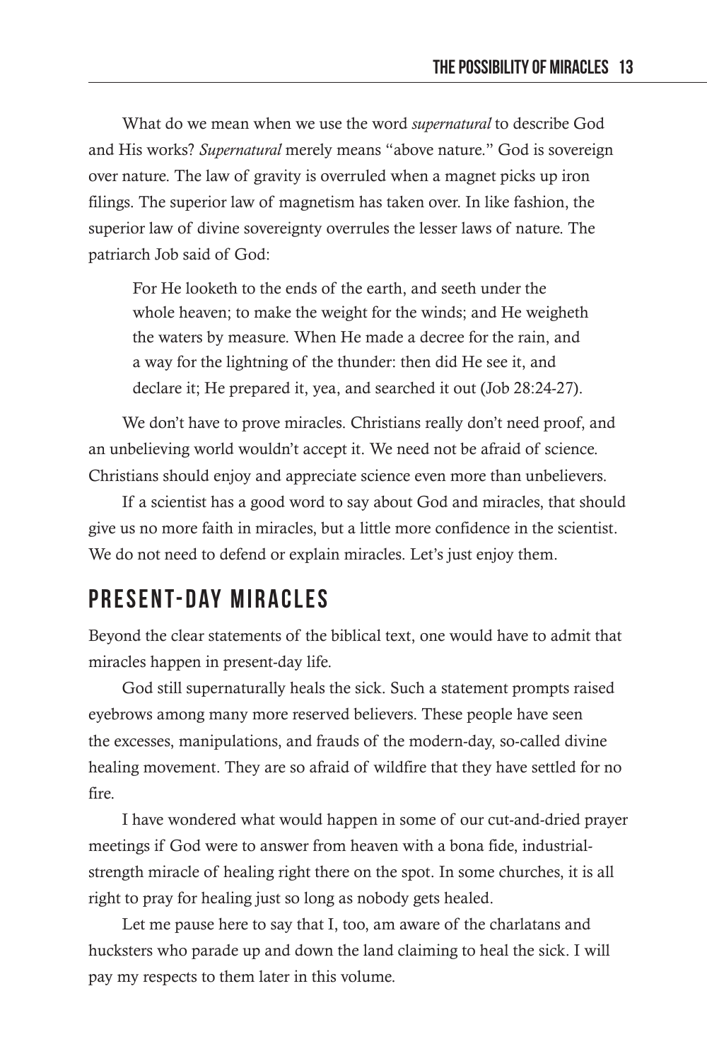What do we mean when we use the word *supernatural* to describe God and His works? *Supernatural* merely means "above nature." God is sovereign over nature. The law of gravity is overruled when a magnet picks up iron filings. The superior law of magnetism has taken over. In like fashion, the superior law of divine sovereignty overrules the lesser laws of nature. The patriarch Job said of God:

> For He looketh to the ends of the earth, and seeth under the whole heaven; to make the weight for the winds; and He weigheth the waters by measure. When He made a decree for the rain, and a way for the lightning of the thunder: then did He see it, and declare it; He prepared it, yea, and searched it out (Job 28:24-27).

We don't have to prove miracles. Christians really don't need proof, and an unbelieving world wouldn't accept it. We need not be afraid of science. Christians should enjoy and appreciate science even more than unbelievers.

If a scientist has a good word to say about God and miracles, that should give us no more faith in miracles, but a little more confidence in the scientist. We do not need to defend or explain miracles. Let's just enjoy them.

## PRESENT-DAY MIRACLES

Beyond the clear statements of the biblical text, one would have to admit that miracles happen in present-day life.

God still supernaturally heals the sick. Such a statement prompts raised eyebrows among many more reserved believers. These people have seen the excesses, manipulations, and frauds of the modern-day, so-called divine healing movement. They are so afraid of wildfire that they have settled for no fire.

I have wondered what would happen in some of our cut-and-dried prayer meetings if God were to answer from heaven with a bona fide, industrial-strength miracle of healing right there on the spot. In some churches, it is all right to pray for healing just so long as nobody gets healed.

Let me pause here to say that I, too, am aware of the charlatans and hucksters who parade up and down the land claiming to heal the sick. I will pay my respects to them later in this volume.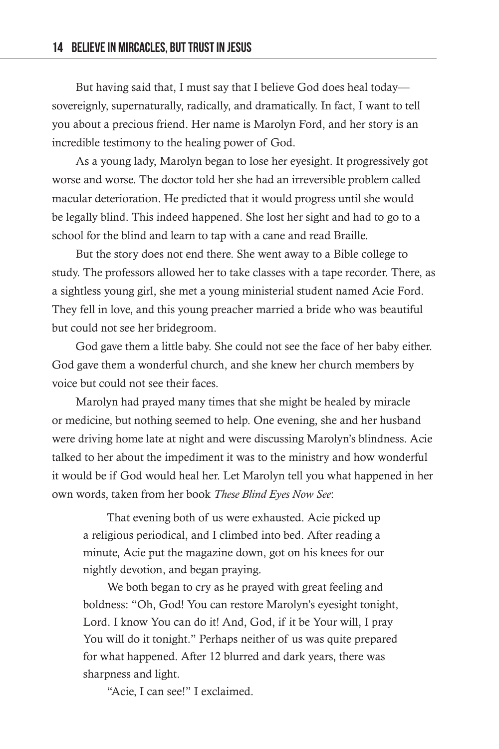But having said that, I must say that I believe God does heal today—sovereignly, supernaturally, radically, and dramatically. In fact, I want to tell you about a precious friend. Her name is Marolyn Ford, and her story is an incredible testimony to the healing power of God.

As a young lady, Marolyn began to lose her eyesight. It progressively got worse and worse. The doctor told her she had an irreversible problem called macular deterioration. He predicted that it would progress until she would be legally blind. This indeed happened. She lost her sight and had to go to a school for the blind and learn to tap with a cane and read Braille.

But the story does not end there. She went away to a Bible college to study. The professors allowed her to take classes with a tape recorder. There, as a sightless young girl, she met a young ministerial student named Acie Ford. They fell in love, and this young preacher married a bride who was beautiful but could not see her bridegroom.

God gave them a little baby. She could not see the face of her baby either. God gave them a wonderful church, and she knew her church members by voice but could not see their faces.

Marolyn had prayed many times that she might be healed by miracle or medicine, but nothing seemed to help. One evening, she and her husband were driving home late at night and were discussing Marolyn's blindness. Acie talked to her about the impediment it was to the ministry and how wonderful it would be if God would heal her. Let Marolyn tell you what happened in her own words, taken from her book *These Blind Eyes Now See*:

> That evening both of us were exhausted. Acie picked up a religious periodical, and I climbed into bed. After reading a minute, Acie put the magazine down, got on his knees for our nightly devotion, and began praying.
>
> We both began to cry as he prayed with great feeling and boldness: "Oh, God! You can restore Marolyn's eyesight tonight, Lord. I know You can do it! And, God, if it be Your will, I pray You will do it tonight." Perhaps neither of us was quite prepared for what happened. After 12 blurred and dark years, there was sharpness and light.
>
> "Acie, I can see!" I exclaimed.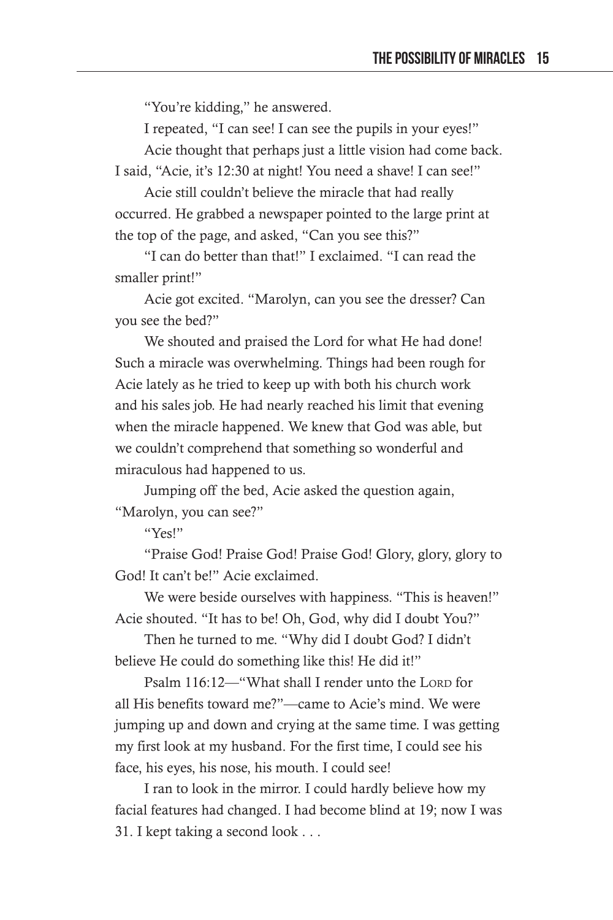"You're kidding," he answered.

I repeated, "I can see! I can see the pupils in your eyes!"

Acie thought that perhaps just a little vision had come back. I said, "Acie, it's 12:30 at night! You need a shave! I can see!"

Acie still couldn't believe the miracle that had really occurred. He grabbed a newspaper pointed to the large print at the top of the page, and asked, "Can you see this?"

"I can do better than that!" I exclaimed. "I can read the smaller print!"

Acie got excited. "Marolyn, can you see the dresser? Can you see the bed?"

We shouted and praised the Lord for what He had done! Such a miracle was overwhelming. Things had been rough for Acie lately as he tried to keep up with both his church work and his sales job. He had nearly reached his limit that evening when the miracle happened. We knew that God was able, but we couldn't comprehend that something so wonderful and miraculous had happened to us.

Jumping off the bed, Acie asked the question again, "Marolyn, you can see?"

"Yes!"

"Praise God! Praise God! Praise God! Glory, glory, glory to God! It can't be!" Acie exclaimed.

We were beside ourselves with happiness. "This is heaven!" Acie shouted. "It has to be! Oh, God, why did I doubt You?"

Then he turned to me. "Why did I doubt God? I didn't believe He could do something like this! He did it!"

Psalm 116:12—"What shall I render unto the Lord for all His benefits toward me?"—came to Acie's mind. We were jumping up and down and crying at the same time. I was getting my first look at my husband. For the first time, I could see his face, his eyes, his nose, his mouth. I could see!

I ran to look in the mirror. I could hardly believe how my facial features had changed. I had become blind at 19; now I was 31. I kept taking a second look . . .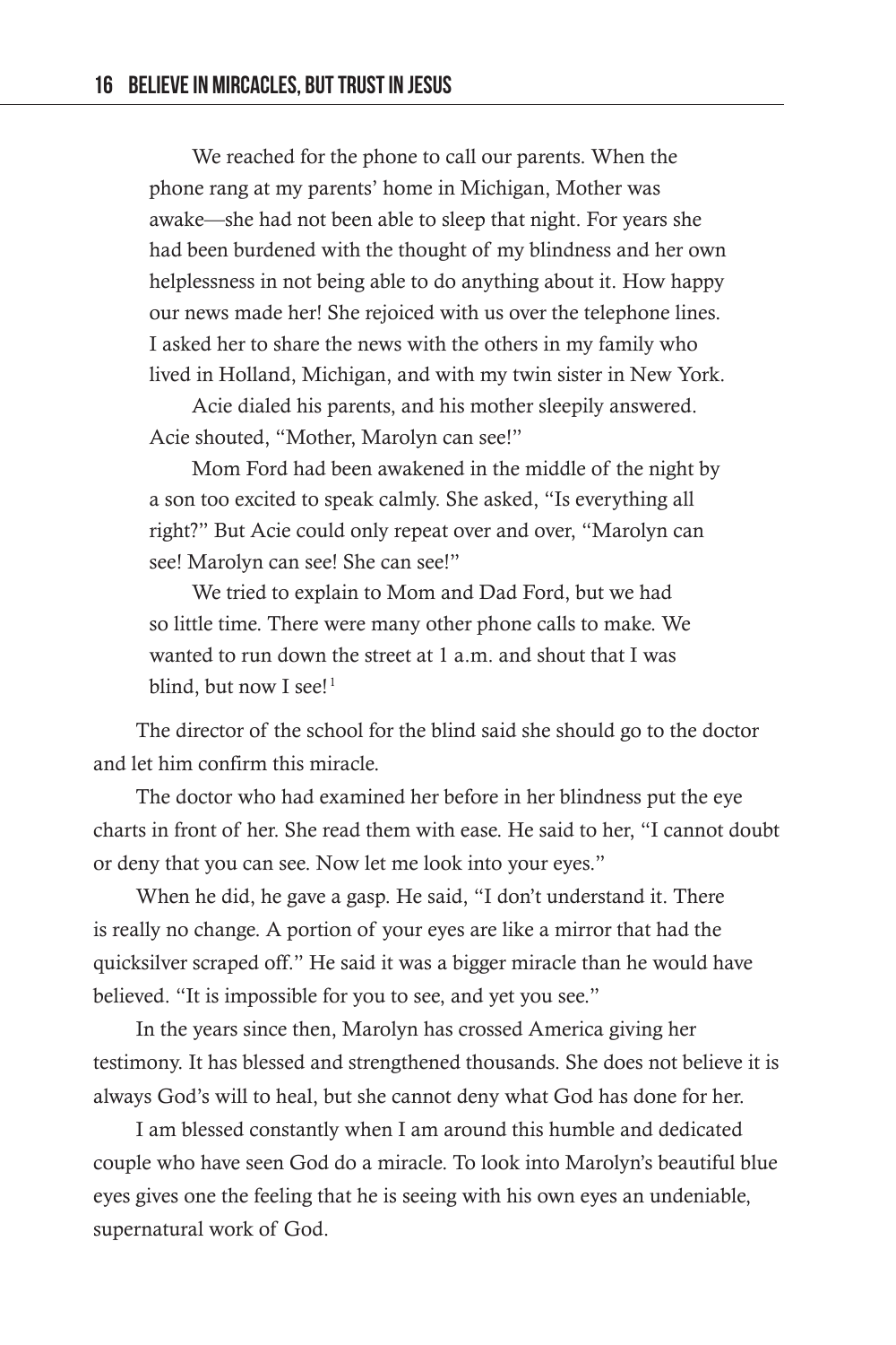> We reached for the phone to call our parents. When the phone rang at my parents' home in Michigan, Mother was awake—she had not been able to sleep that night. For years she had been burdened with the thought of my blindness and her own helplessness in not being able to do anything about it. How happy our news made her! She rejoiced with us over the telephone lines. I asked her to share the news with the others in my family who lived in Holland, Michigan, and with my twin sister in New York.
>
> Acie dialed his parents, and his mother sleepily answered. Acie shouted, "Mother, Marolyn can see!"
>
> Mom Ford had been awakened in the middle of the night by a son too excited to speak calmly. She asked, "Is everything all right?" But Acie could only repeat over and over, "Marolyn can see! Marolyn can see! She can see!"
>
> We tried to explain to Mom and Dad Ford, but we had so little time. There were many other phone calls to make. We wanted to run down the street at 1 a.m. and shout that I was blind, but now I see![1]

The director of the school for the blind said she should go to the doctor and let him confirm this miracle.

The doctor who had examined her before in her blindness put the eye charts in front of her. She read them with ease. He said to her, "I cannot doubt or deny that you can see. Now let me look into your eyes."

When he did, he gave a gasp. He said, "I don't understand it. There is really no change. A portion of your eyes are like a mirror that had the quicksilver scraped off." He said it was a bigger miracle than he would have believed. "It is impossible for you to see, and yet you see."

In the years since then, Marolyn has crossed America giving her testimony. It has blessed and strengthened thousands. She does not believe it is always God's will to heal, but she cannot deny what God has done for her.

I am blessed constantly when I am around this humble and dedicated couple who have seen God do a miracle. To look into Marolyn's beautiful blue eyes gives one the feeling that he is seeing with his own eyes an undeniable, supernatural work of God.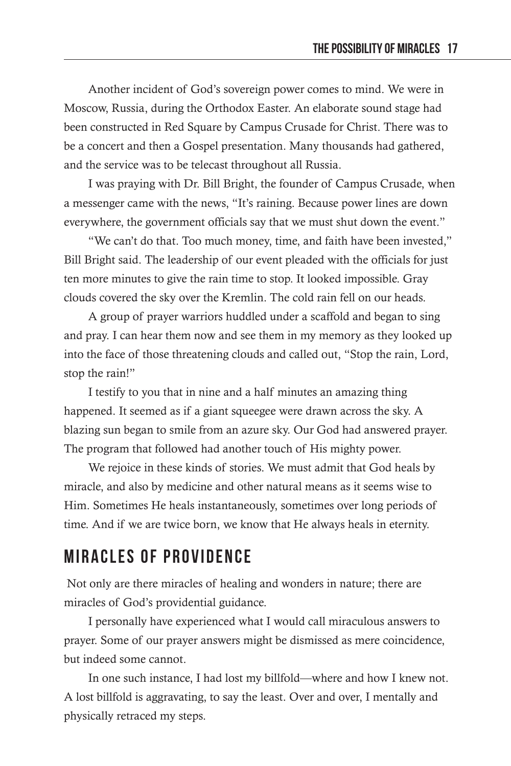Another incident of God's sovereign power comes to mind. We were in Moscow, Russia, during the Orthodox Easter. An elaborate sound stage had been constructed in Red Square by Campus Crusade for Christ. There was to be a concert and then a Gospel presentation. Many thousands had gathered, and the service was to be telecast throughout all Russia.

I was praying with Dr. Bill Bright, the founder of Campus Crusade, when a messenger came with the news, "It's raining. Because power lines are down everywhere, the government officials say that we must shut down the event."

"We can't do that. Too much money, time, and faith have been invested," Bill Bright said. The leadership of our event pleaded with the officials for just ten more minutes to give the rain time to stop. It looked impossible. Gray clouds covered the sky over the Kremlin. The cold rain fell on our heads.

A group of prayer warriors huddled under a scaffold and began to sing and pray. I can hear them now and see them in my memory as they looked up into the face of those threatening clouds and called out, "Stop the rain, Lord, stop the rain!"

I testify to you that in nine and a half minutes an amazing thing happened. It seemed as if a giant squeegee were drawn across the sky. A blazing sun began to smile from an azure sky. Our God had answered prayer. The program that followed had another touch of His mighty power.

We rejoice in these kinds of stories. We must admit that God heals by miracle, and also by medicine and other natural means as it seems wise to Him. Sometimes He heals instantaneously, sometimes over long periods of time. And if we are twice born, we know that He always heals in eternity.

## MIRACLES OF PROVIDENCE

Not only are there miracles of healing and wonders in nature; there are miracles of God's providential guidance.

I personally have experienced what I would call miraculous answers to prayer. Some of our prayer answers might be dismissed as mere coincidence, but indeed some cannot.

In one such instance, I had lost my billfold—where and how I knew not. A lost billfold is aggravating, to say the least. Over and over, I mentally and physically retraced my steps.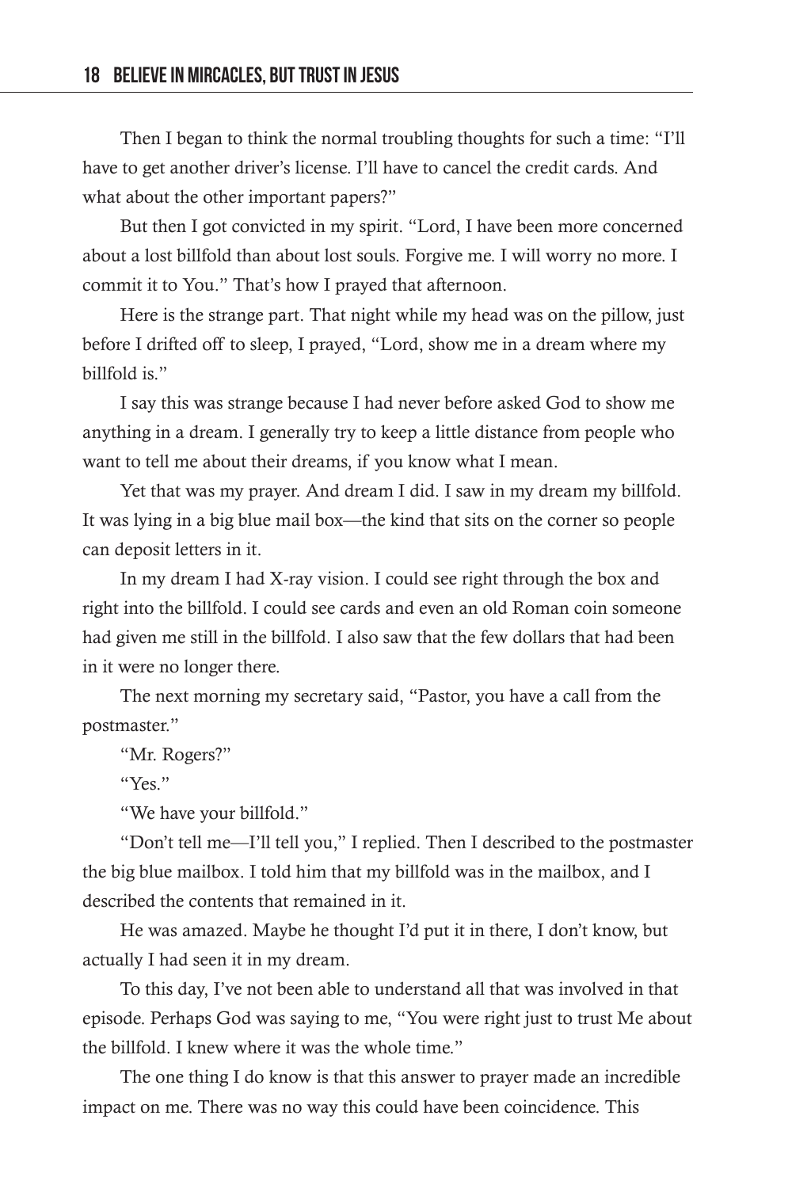Then I began to think the normal troubling thoughts for such a time: "I'll have to get another driver's license. I'll have to cancel the credit cards. And what about the other important papers?"

But then I got convicted in my spirit. "Lord, I have been more concerned about a lost billfold than about lost souls. Forgive me. I will worry no more. I commit it to You." That's how I prayed that afternoon.

Here is the strange part. That night while my head was on the pillow, just before I drifted off to sleep, I prayed, "Lord, show me in a dream where my billfold is."

I say this was strange because I had never before asked God to show me anything in a dream. I generally try to keep a little distance from people who want to tell me about their dreams, if you know what I mean.

Yet that was my prayer. And dream I did. I saw in my dream my billfold. It was lying in a big blue mail box—the kind that sits on the corner so people can deposit letters in it.

In my dream I had X-ray vision. I could see right through the box and right into the billfold. I could see cards and even an old Roman coin someone had given me still in the billfold. I also saw that the few dollars that had been in it were no longer there.

The next morning my secretary said, "Pastor, you have a call from the postmaster."

"Mr. Rogers?"

"Yes."

"We have your billfold."

"Don't tell me—I'll tell you," I replied. Then I described to the postmaster the big blue mailbox. I told him that my billfold was in the mailbox, and I described the contents that remained in it.

He was amazed. Maybe he thought I'd put it in there, I don't know, but actually I had seen it in my dream.

To this day, I've not been able to understand all that was involved in that episode. Perhaps God was saying to me, "You were right just to trust Me about the billfold. I knew where it was the whole time."

The one thing I do know is that this answer to prayer made an incredible impact on me. There was no way this could have been coincidence. This